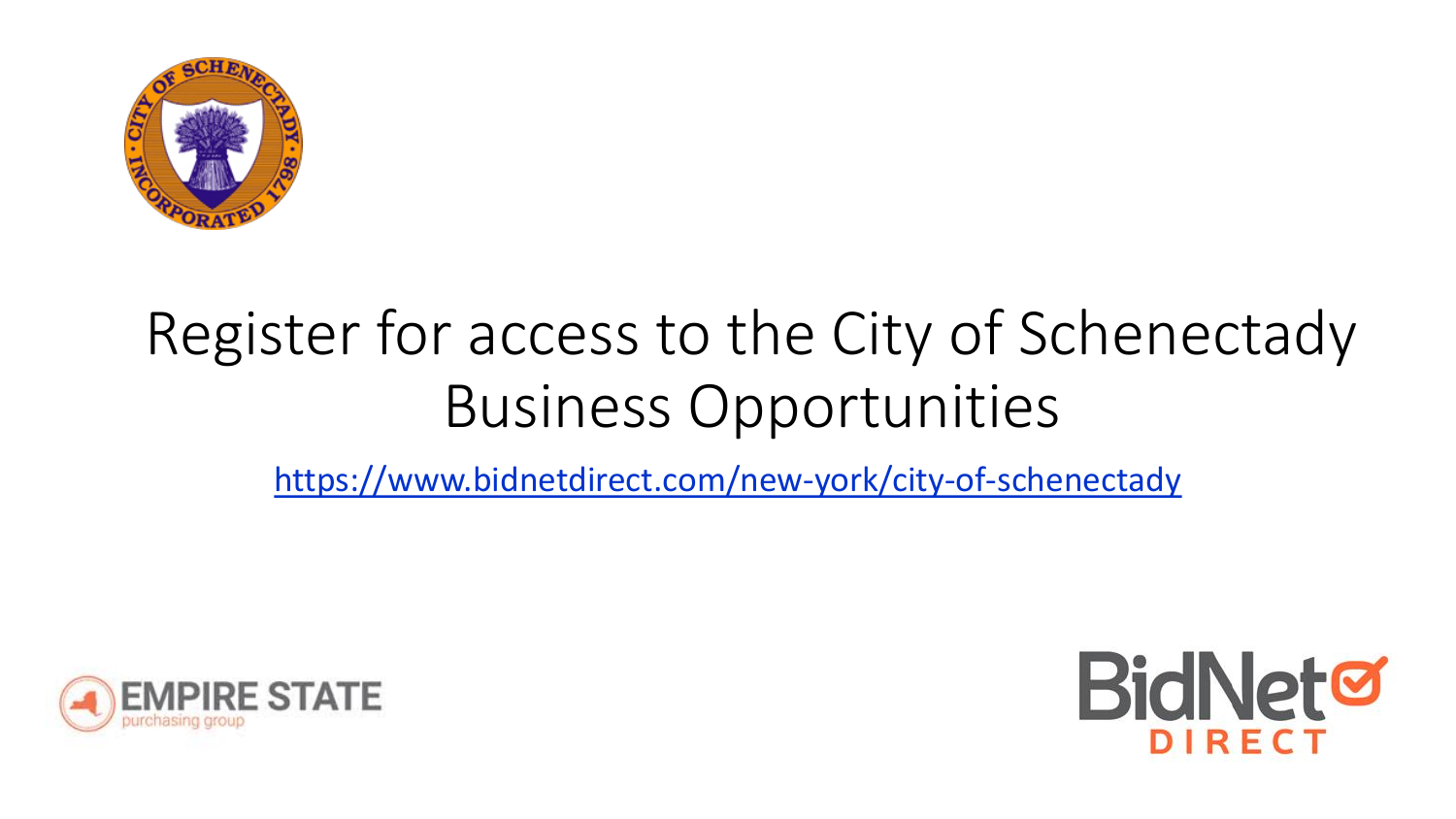# Register for access to the City of Schenectady Business Opportunities

https://www.bidnetdirect.com/new-york/city-of-schenectady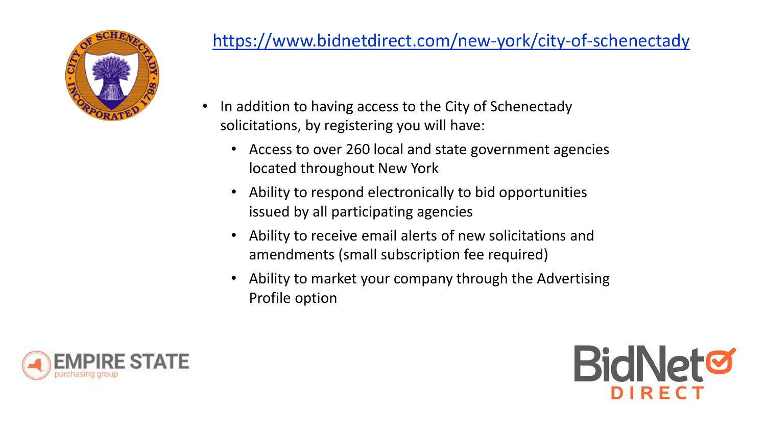https://www.bidnetdirect.com/new-york/city-of-schenectady

- In addition to having access to the City of Schenectady solicitations, by registering you will have:
  - Access to over 260 local and state government agencies located throughout New York
  - Ability to respond electronically to bid opportunities issued by all participating agencies
  - Ability to receive email alerts of new solicitations and amendments (small subscription fee required)
  - Ability to market your company through the Advertising Profile option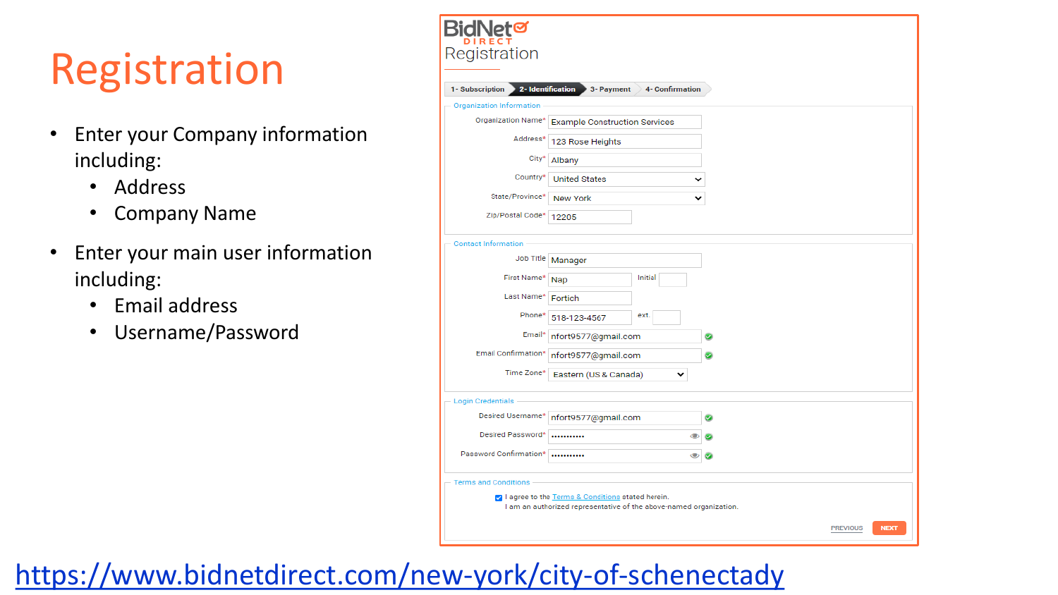# Registration

- Enter your Company information including:
  - Address
  - Company Name
- Enter your main user information including:
  - Email address
  - Username/Password

BidNet DIRECT

Registration

1- Subscription | 2- Identification | 3- Payment | 4- Confirmation

**Organization Information**

- Organization Name*: Example Construction Services
- Address*: 123 Rose Heights
- City*: Albany
- Country*: United States
- State/Province*: New York
- Zip/Postal Code*: 12205

**Contact Information**

- Job Title: Manager
- First Name*: Nap
- Initial:
- Last Name*: Fortich
- Phone*: 518-123-4567
- ext.:
- Email*: nfort9577@gmail.com
- Email Confirmation*: nfort9577@gmail.com
- Time Zone*: Eastern (US & Canada)

**Login Credentials**

- Desired Username*: nfort9577@gmail.com
- Desired Password*: ••••••••••
- Password Confirmation*: ••••••••••

**Terms and Conditions**

- [x] I agree to the Terms & Conditions stated herein.
  I am an authorized representative of the above-named organization.

PREVIOUS | NEXT

https://www.bidnetdirect.com/new-york/city-of-schenectady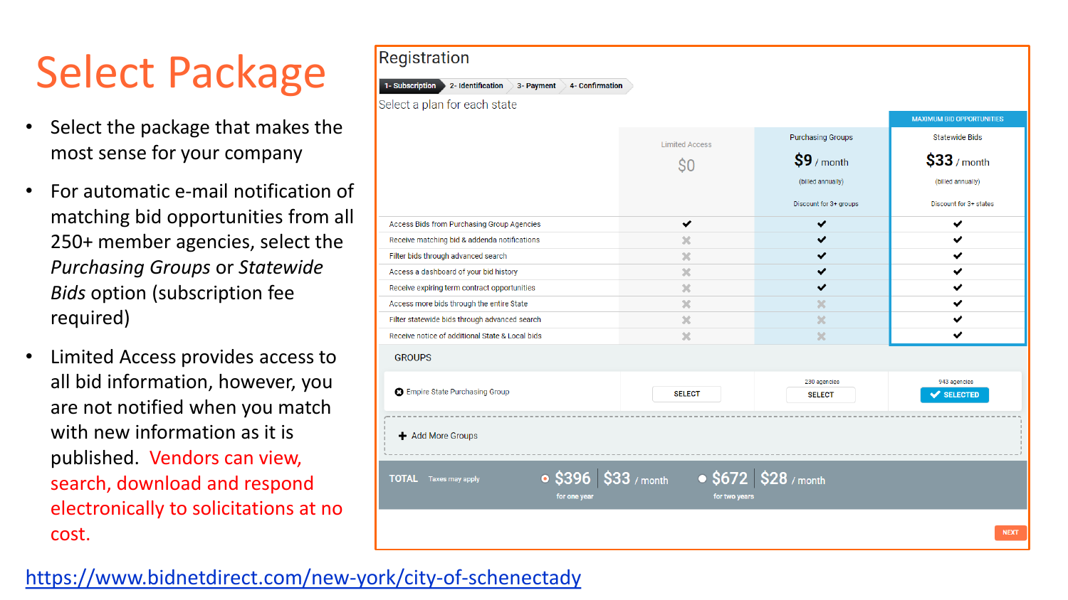# Select Package

- Select the package that makes the most sense for your company
- For automatic e-mail notification of matching bid opportunities from all 250+ member agencies, select the *Purchasing Groups* or *Statewide Bids* option (subscription fee required)
- Limited Access provides access to all bid information, however, you are not notified when you match with new information as it is published. Vendors can view, search, download and respond electronically to solicitations at no cost.

## Registration

1- Subscription | 2- Identification | 3- Payment | 4- Confirmation

Select a plan for each state

| | Limited Access | Purchasing Groups | MAXIMUM BID OPPORTUNITIES Statewide Bids |
|---|---|---|---|
| | $0 | $9 / month (billed annually) Discount for 3+ groups | $33 / month (billed annually) Discount for 3+ states |
| Access Bids from Purchasing Group Agencies | ✔ | ✔ | ✔ |
| Receive matching bid & addenda notifications | ✖ | ✔ | ✔ |
| Filter bids through advanced search | ✖ | ✔ | ✔ |
| Access a dashboard of your bid history | ✖ | ✔ | ✔ |
| Receive expiring term contract opportunities | ✖ | ✔ | ✔ |
| Access more bids through the entire State | ✖ | ✖ | ✔ |
| Filter statewide bids through advanced search | ✖ | ✖ | ✔ |
| Receive notice of additional State & Local bids | ✖ | ✖ | ✔ |

GROUPS

| | | | |
|---|---|---|---|
| Empire State Purchasing Group | SELECT | 230 agencies SELECT | 943 agencies SELECTED |

+ Add More Groups

TOTAL Taxes may apply — $396 for one year | $33 / month — $672 for two years | $28 / month

NEXT

https://www.bidnetdirect.com/new-york/city-of-schenectady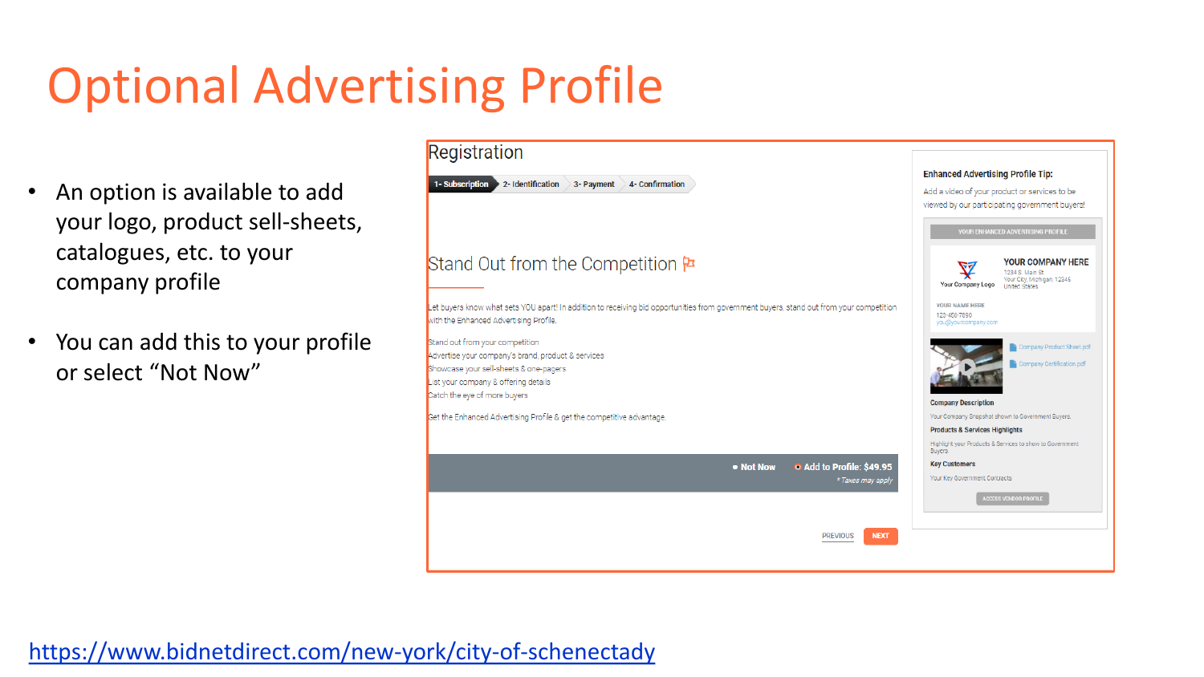# Optional Advertising Profile

- An option is available to add your logo, product sell-sheets, catalogues, etc. to your company profile
- You can add this to your profile or select "Not Now"

Registration

1- Subscription | 2- Identification | 3- Payment | 4- Confirmation

## Stand Out from the Competition

Let buyers know what sets YOU apart! In addition to receiving bid opportunities from government buyers, stand out from your competition with the Enhanced Advertising Profile.

Stand out from your competition
Advertise your company's brand, product & services
Showcase your sell-sheets & one-pagers
List your company & offering details
Catch the eye of more buyers

Get the Enhanced Advertising Profile & get the competitive advantage.

Not Now | Add to Profile: $49.95

* Taxes may apply

PREVIOUS | NEXT

**Enhanced Advertising Profile Tip:**

Add a video of your product or services to be viewed by our participating government buyers!

YOUR ENHANCED ADVERTISING PROFILE

Your Company Logo

YOUR COMPANY HERE
1234 S. Main St
Your City, Michigan, 12345
United States

YOUR NAME HERE
123-456-7890
you@yourcompany.com

Company Product Sheet.pdf
Company Certification.pdf

**Company Description**

Your Company Snapshot shown to Government Buyers.

**Products & Services Highlights**

Highlight your Products & Services to show to Government Buyers

**Key Customers**

Your Key Government Contracts

ACCESS VENDOR PROFILE

https://www.bidnetdirect.com/new-york/city-of-schenectady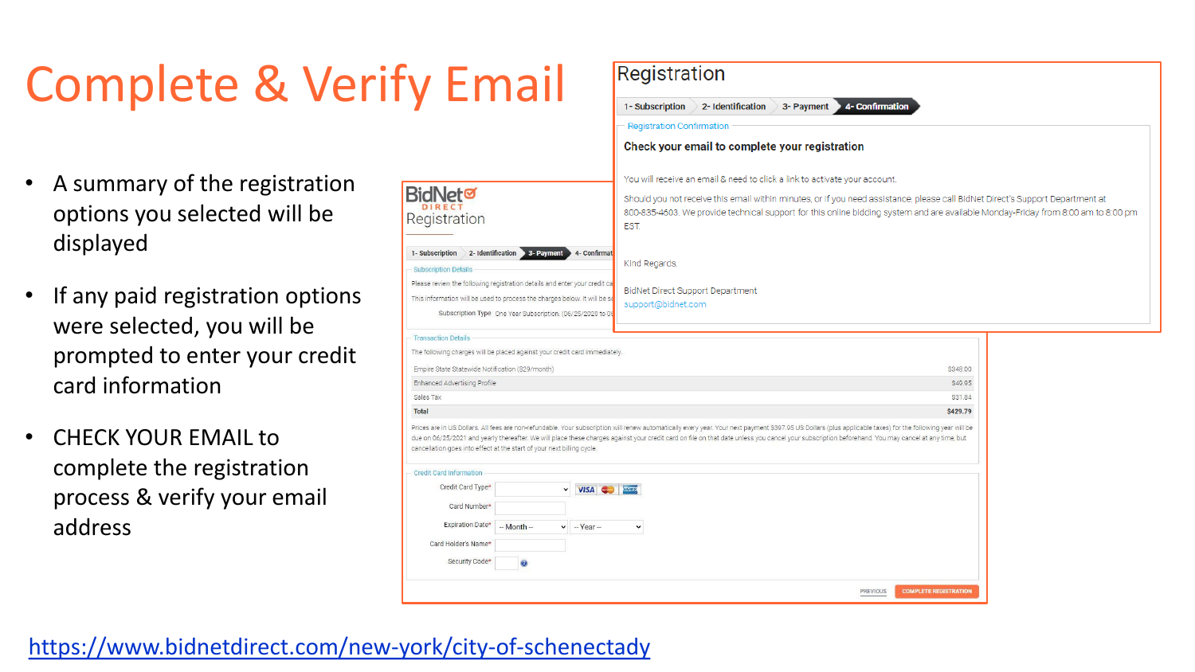# Complete & Verify Email

- A summary of the registration options you selected will be displayed
- If any paid registration options were selected, you will be prompted to enter your credit card information
- CHECK YOUR EMAIL to complete the registration process & verify your email address

## Registration

1- Subscription | 2- Identification | 3- Payment | 4- Confirmation

Registration Confirmation

**Check your email to complete your registration**

You will receive an email & need to click a link to activate your account.

Should you not receive this email within minutes, or if you need assistance, please call BidNet Direct's Support Department at 800-835-4603. We provide technical support for this online bidding system and are available Monday-Friday from 8:00 am to 8:00 pm EST.

Kind Regards,

BidNet Direct Support Department
support@bidnet.com

## BidNet DIRECT Registration

1- Subscription | 2- Identification | 3- Payment | 4- Confirmat

Subscription Details

Please review the following registration details and enter your credit ca

This information will be used to process the charges below. It will be sa

Subscription Type: One Year Subscription: (06/25/2020 to 06

Transaction Details

The following charges will be placed against your credit card immediately.

| Item | Amount |
| --- | --- |
| Empire State Statewide Notification ($29/month) | $348.00 |
| Enhanced Advertising Profile | $49.95 |
| Sales Tax | $31.84 |
| **Total** | **$429.79** |

Prices are in US Dollars. All fees are non-refundable. Your subscription will renew automatically every year. Your next payment $397.95 US Dollars (plus applicable taxes) for the following year will be due on 06/25/2021 and yearly thereafter. We will place these charges against your credit card on file on that date unless you cancel your subscription beforehand. You may cancel at any time, but cancellation goes into effect at the start of your next billing cycle.

Credit Card Information

- Credit Card Type*
- Card Number*
- Expiration Date* -- Month -- | -- Year --
- Card Holder's Name*
- Security Code*

PREVIOUS | COMPLETE REGISTRATION

https://www.bidnetdirect.com/new-york/city-of-schenectady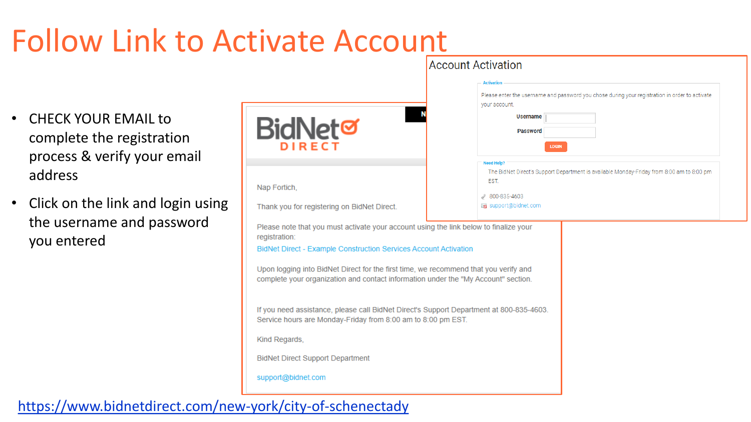# Follow Link to Activate Account

- CHECK YOUR EMAIL to complete the registration process & verify your email address
- Click on the link and login using the username and password you entered

BidNet DIRECT

Nap Fortich,

Thank you for registering on BidNet Direct.

Please note that you must activate your account using the link below to finalize your registration:
BidNet Direct - Example Construction Services Account Activation

Upon logging into BidNet Direct for the first time, we recommend that you verify and complete your organization and contact information under the "My Account" section.

If you need assistance, please call BidNet Direct's Support Department at 800-835-4603. Service hours are Monday-Friday from 8:00 am to 8:00 pm EST.

Kind Regards,

BidNet Direct Support Department

support@bidnet.com

Account Activation

Activation

Please enter the username and password you chose during your registration in order to activate your account.

Username

Password

LOGIN

Need Help?

The BidNet Direct's Support Department is available Monday-Friday from 8:00 am to 8:00 pm EST.

800-835-4603

support@bidnet.com

https://www.bidnetdirect.com/new-york/city-of-schenectady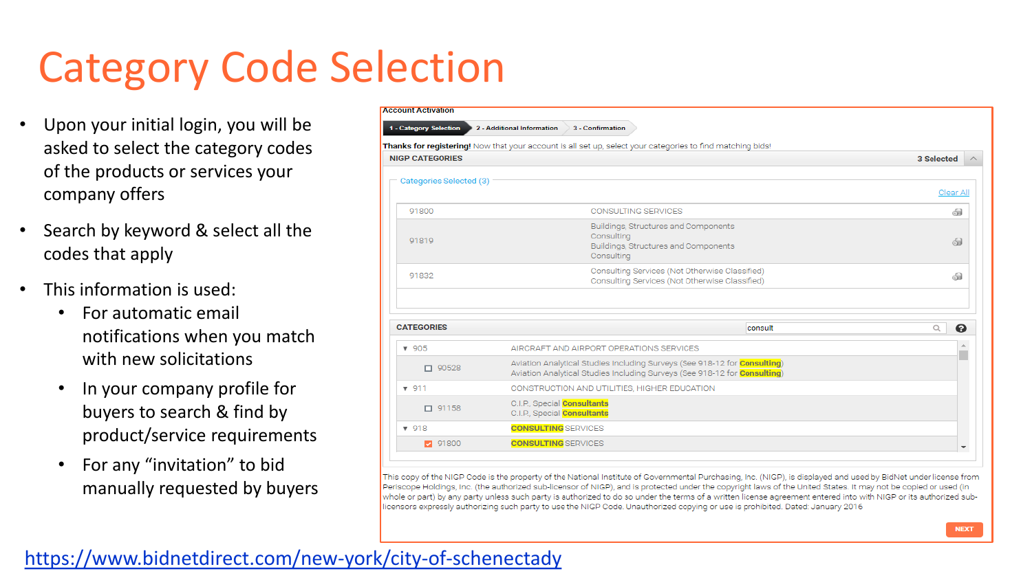# Category Code Selection

- Upon your initial login, you will be asked to select the category codes of the products or services your company offers
- Search by keyword & select all the codes that apply
- This information is used:
  - For automatic email notifications when you match with new solicitations
  - In your company profile for buyers to search & find by product/service requirements
  - For any "invitation" to bid manually requested by buyers

**Account Activation**

1 - Category Selection | 2 - Additional Information | 3 - Confirmation

**Thanks for registering!** Now that your account is all set up, select your categories to find matching bids!

**NIGP CATEGORIES** — **3 Selected**

Categories Selected (3) — Clear All

| Code | Description |
|---|---|
| 91800 | CONSULTING SERVICES |
| 91819 | Buildings, Structures and Components Consulting<br>Buildings, Structures and Components Consulting |
| 91832 | Consulting Services (Not Otherwise Classified)<br>Consulting Services (Not Otherwise Classified) |

**CATEGORIES** — consult

| Code | Description |
|---|---|
| 905 | AIRCRAFT AND AIRPORT OPERATIONS SERVICES |
| 90528 | Aviation Analytical Studies Including Surveys (See 918-12 for Consulting)<br>Aviation Analytical Studies Including Surveys (See 918-12 for Consulting) |
| 911 | CONSTRUCTION AND UTILITIES, HIGHER EDUCATION |
| 91158 | C.I.P., Special Consultants<br>C.I.P., Special Consultants |
| 918 | CONSULTING SERVICES |
| 91800 | CONSULTING SERVICES |

This copy of the NIGP Code is the property of the National Institute of Governmental Purchasing, Inc. (NIGP), is displayed and used by BidNet under license from Periscope Holdings, Inc. (the authorized sub-licensor of NIGP), and is protected under the copyright laws of the United States. It may not be copied or used (in whole or part) by any party unless such party is authorized to do so under the terms of a written license agreement entered into with NIGP or its authorized sub-licensors expressly authorizing such party to use the NIGP Code. Unauthorized copying or use is prohibited. Dated: January 2016

NEXT

https://www.bidnetdirect.com/new-york/city-of-schenectady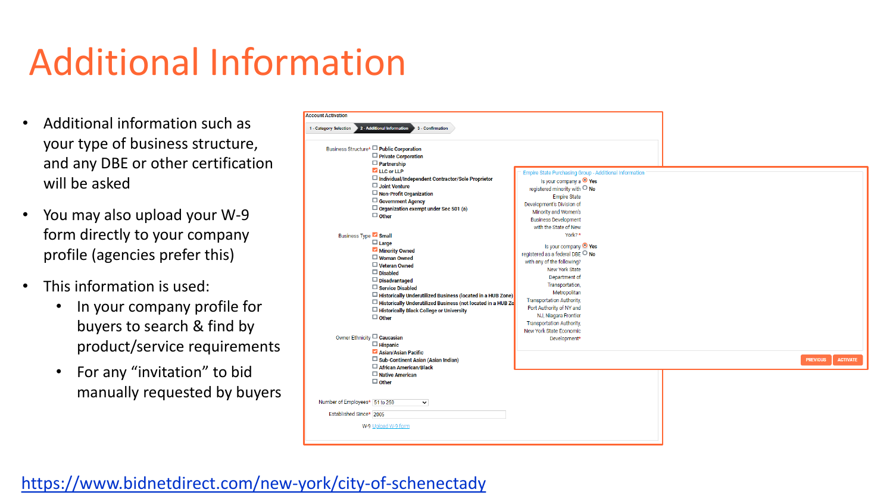# Additional Information

- Additional information such as your type of business structure, and any DBE or other certification will be asked
- You may also upload your W-9 form directly to your company profile (agencies prefer this)
- This information is used:
  - In your company profile for buyers to search & find by product/service requirements
  - For any "invitation" to bid manually requested by buyers

Account Activation

1 - Category Selection | 2 - Additional Information | 3 - Confirmation

Business Structure*
- [ ] Public Corporation
- [ ] Private Corporation
- [ ] Partnership
- [x] LLC or LLP
- [ ] Individual/Independent Contractor/Sole Proprietor
- [ ] Joint Venture
- [ ] Non-Profit Organization
- [ ] Government Agency
- [ ] Organization exempt under Sec 501 (a)
- [ ] Other

Business Type
- [x] Small
- [ ] Large
- [x] Minority Owned
- [ ] Woman Owned
- [ ] Veteran Owned
- [ ] Disabled
- [ ] Disadvantaged
- [ ] Service Disabled
- [ ] Historically Underutilized Business (located in a HUB Zone)
- [ ] Historically Underutilized Business (not located in a HUB Zo
- [ ] Historically Black College or University
- [ ] Other

Owner Ethnicity
- [ ] Caucasian
- [ ] Hispanic
- [x] Asian/Asian Pacific
- [ ] Sub-Continent Asian (Asian Indian)
- [ ] African American/Black
- [ ] Native American
- [ ] Other

Number of Employees* 51 to 250

Established Since* 2005

W-9 Upload W-9 form

Empire State Purchasing Group - Additional Information

Is your company a registered minority with Empire State Development's Division of Minority and Women's Business Development with the State of New York?* (•) Yes ( ) No

Is your company registered as a federal DBE with any of the following: New York State Department of Transportation, Metropolitan Transportation Authority, Port Authority of NY and NJ, Niagara Frontier Transportation Authority, New York State Economic Development* (•) Yes ( ) No

PREVIOUS | ACTIVATE

https://www.bidnetdirect.com/new-york/city-of-schenectady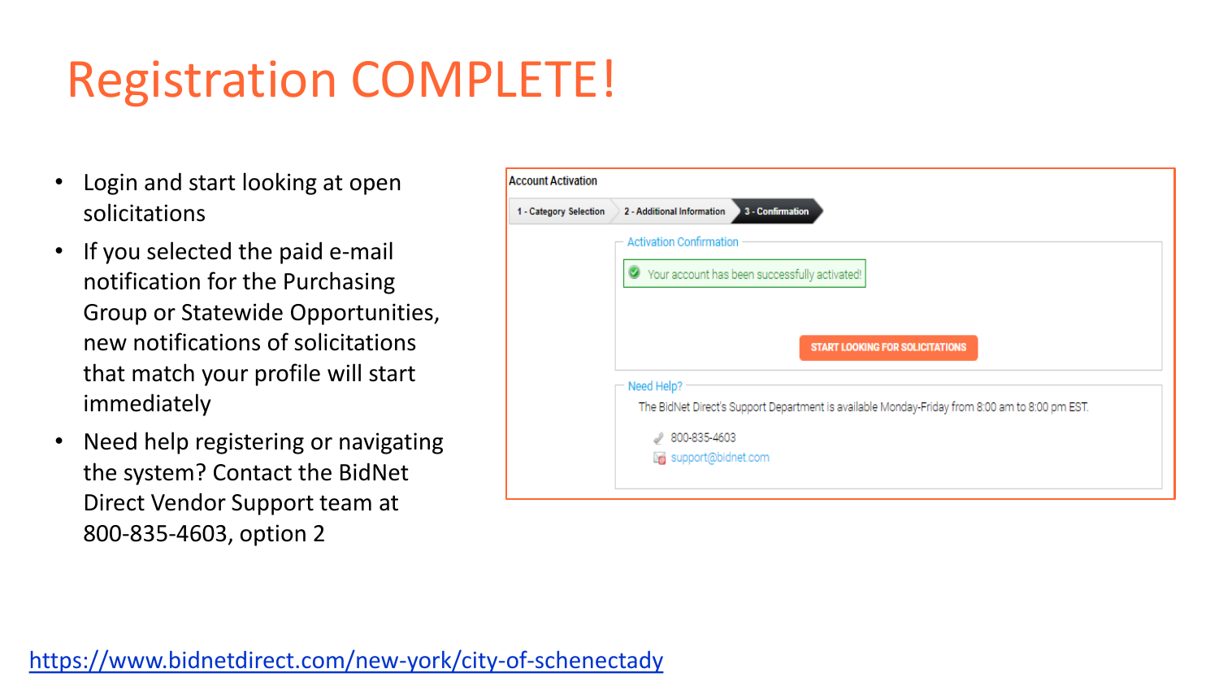# Registration COMPLETE!

- Login and start looking at open solicitations
- If you selected the paid e-mail notification for the Purchasing Group or Statewide Opportunities, new notifications of solicitations that match your profile will start immediately
- Need help registering or navigating the system? Contact the BidNet Direct Vendor Support team at 800-835-4603, option 2

Account Activation

1 - Category Selection
2 - Additional Information
3 - Confirmation

Activation Confirmation

Your account has been successfully activated!

START LOOKING FOR SOLICITATIONS

Need Help?

The BidNet Direct's Support Department is available Monday-Friday from 8:00 am to 8:00 pm EST.

800-835-4603

support@bidnet.com

https://www.bidnetdirect.com/new-york/city-of-schenectady